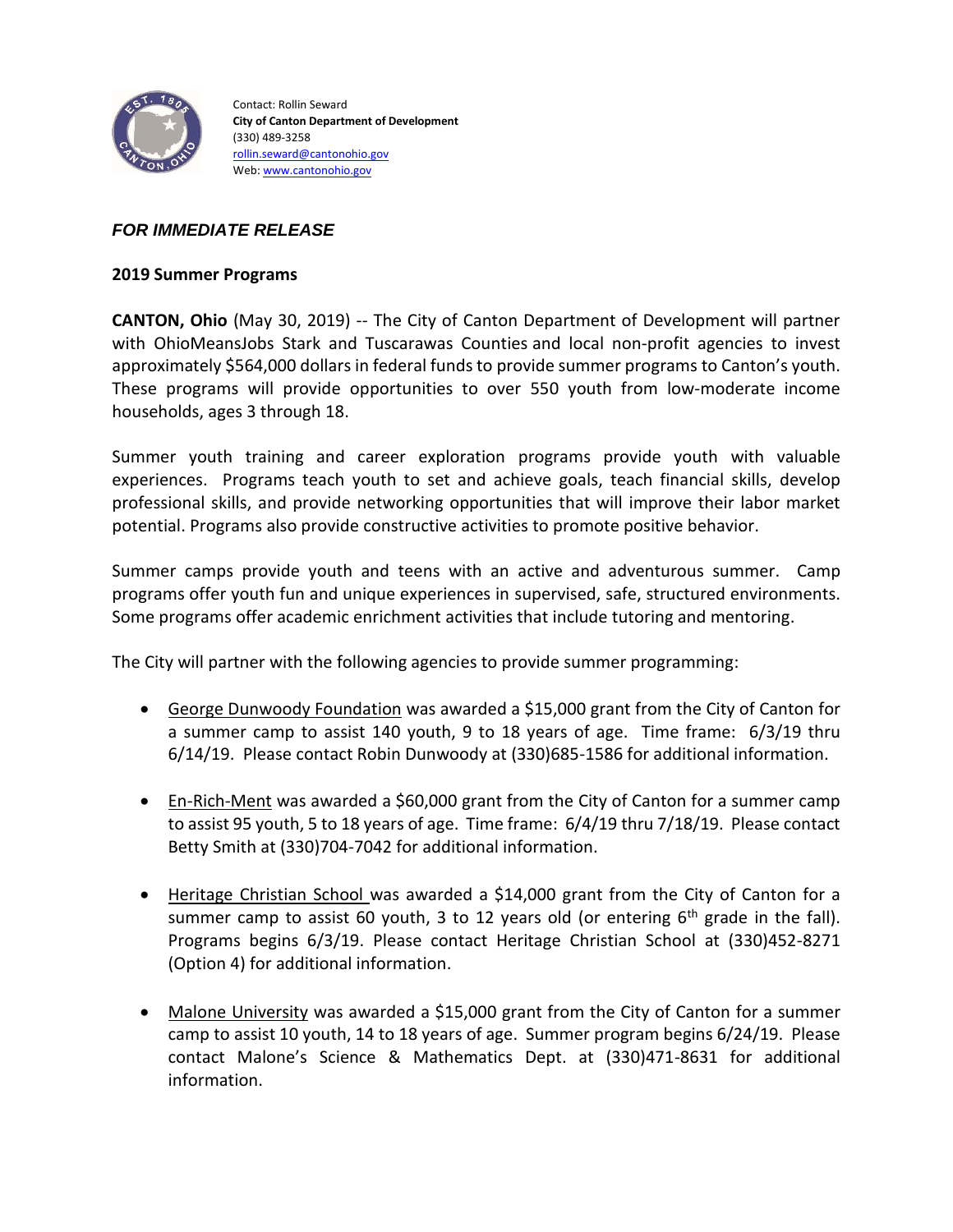Contact: Rollin Seward
**City of Canton Department of Development**
(330) 489-3258
rollin.seward@cantonohio.gov
Web: www.cantonohio.gov

***FOR IMMEDIATE RELEASE***

**2019 Summer Programs**

**CANTON, Ohio** (May 30, 2019) -- The City of Canton Department of Development will partner with OhioMeansJobs Stark and Tuscarawas Counties and local non-profit agencies to invest approximately $564,000 dollars in federal funds to provide summer programs to Canton's youth. These programs will provide opportunities to over 550 youth from low-moderate income households, ages 3 through 18.

Summer youth training and career exploration programs provide youth with valuable experiences. Programs teach youth to set and achieve goals, teach financial skills, develop professional skills, and provide networking opportunities that will improve their labor market potential. Programs also provide constructive activities to promote positive behavior.

Summer camps provide youth and teens with an active and adventurous summer. Camp programs offer youth fun and unique experiences in supervised, safe, structured environments. Some programs offer academic enrichment activities that include tutoring and mentoring.

The City will partner with the following agencies to provide summer programming:

- George Dunwoody Foundation was awarded a $15,000 grant from the City of Canton for a summer camp to assist 140 youth, 9 to 18 years of age. Time frame: 6/3/19 thru 6/14/19. Please contact Robin Dunwoody at (330)685-1586 for additional information.

- En-Rich-Ment was awarded a $60,000 grant from the City of Canton for a summer camp to assist 95 youth, 5 to 18 years of age. Time frame: 6/4/19 thru 7/18/19. Please contact Betty Smith at (330)704-7042 for additional information.

- Heritage Christian School was awarded a $14,000 grant from the City of Canton for a summer camp to assist 60 youth, 3 to 12 years old (or entering 6th grade in the fall). Programs begins 6/3/19. Please contact Heritage Christian School at (330)452-8271 (Option 4) for additional information.

- Malone University was awarded a $15,000 grant from the City of Canton for a summer camp to assist 10 youth, 14 to 18 years of age. Summer program begins 6/24/19. Please contact Malone's Science & Mathematics Dept. at (330)471-8631 for additional information.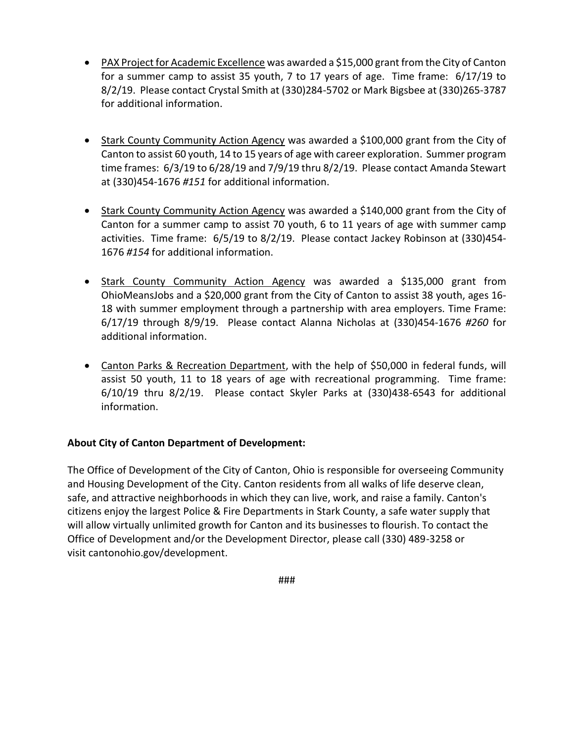- PAX Project for Academic Excellence was awarded a $15,000 grant from the City of Canton for a summer camp to assist 35 youth, 7 to 17 years of age. Time frame: 6/17/19 to 8/2/19. Please contact Crystal Smith at (330)284-5702 or Mark Bigsbee at (330)265-3787 for additional information.

- Stark County Community Action Agency was awarded a $100,000 grant from the City of Canton to assist 60 youth, 14 to 15 years of age with career exploration. Summer program time frames: 6/3/19 to 6/28/19 and 7/9/19 thru 8/2/19. Please contact Amanda Stewart at (330)454-1676 *#151* for additional information.

- Stark County Community Action Agency was awarded a $140,000 grant from the City of Canton for a summer camp to assist 70 youth, 6 to 11 years of age with summer camp activities. Time frame: 6/5/19 to 8/2/19. Please contact Jackey Robinson at (330)454-1676 *#154* for additional information.

- Stark County Community Action Agency was awarded a $135,000 grant from OhioMeansJobs and a $20,000 grant from the City of Canton to assist 38 youth, ages 16-18 with summer employment through a partnership with area employers. Time Frame: 6/17/19 through 8/9/19. Please contact Alanna Nicholas at (330)454-1676 *#260* for additional information.

- Canton Parks & Recreation Department, with the help of $50,000 in federal funds, will assist 50 youth, 11 to 18 years of age with recreational programming. Time frame: 6/10/19 thru 8/2/19. Please contact Skyler Parks at (330)438-6543 for additional information.

**About City of Canton Department of Development:**

The Office of Development of the City of Canton, Ohio is responsible for overseeing Community and Housing Development of the City. Canton residents from all walks of life deserve clean, safe, and attractive neighborhoods in which they can live, work, and raise a family. Canton's citizens enjoy the largest Police & Fire Departments in Stark County, a safe water supply that will allow virtually unlimited growth for Canton and its businesses to flourish. To contact the Office of Development and/or the Development Director, please call (330) 489-3258 or visit cantonohio.gov/development.

###